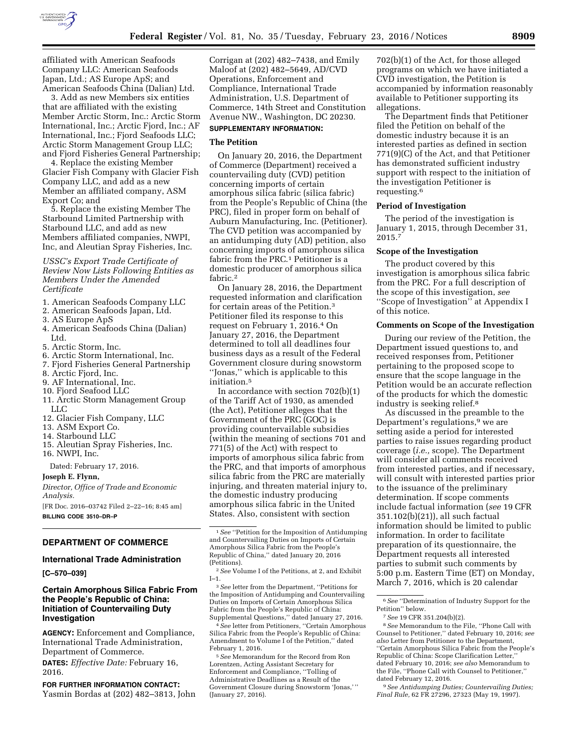affiliated with American Seafoods Company LLC: American Seafoods Japan, Ltd.; AS Europe ApS; and American Seafoods China (Dalian) Ltd.

3. Add as new Members six entities that are affiliated with the existing Member Arctic Storm, Inc.: Arctic Storm International, Inc.; Arctic Fjord, Inc.; AF International, Inc.; Fjord Seafoods LLC; Arctic Storm Management Group LLC; and Fjord Fisheries General Partnership;

4. Replace the existing Member Glacier Fish Company with Glacier Fish Company LLC, and add as a new Member an affiliated company, ASM Export Co; and

5. Replace the existing Member The Starbound Limited Partnership with Starbound LLC, and add as new Members affiliated companies, NWPI, Inc, and Aleutian Spray Fisheries, Inc.

*USSC's Export Trade Certificate of Review Now Lists Following Entities as Members Under the Amended Certificate*

1. American Seafoods Company LLC
2. American Seafoods Japan, Ltd.
3. AS Europe ApS
4. American Seafoods China (Dalian) Ltd.
5. Arctic Storm, Inc.
6. Arctic Storm International, Inc.
7. Fjord Fisheries General Partnership
8. Arctic Fjord, Inc.
9. AF International, Inc.
10. Fjord Seafood LLC
11. Arctic Storm Management Group LLC
12. Glacier Fish Company, LLC
13. ASM Export Co.
14. Starbound LLC
15. Aleutian Spray Fisheries, Inc.
16. NWPI, Inc.

Dated: February 17, 2016.

**Joseph E. Flynn,**

*Director, Office of Trade and Economic Analysis.*

[FR Doc. 2016–03742 Filed 2–22–16; 8:45 am]

**BILLING CODE 3510–DR–P**

## DEPARTMENT OF COMMERCE

### International Trade Administration

**[C–570–039]**

### Certain Amorphous Silica Fabric From the People's Republic of China: Initiation of Countervailing Duty Investigation

**AGENCY:** Enforcement and Compliance, International Trade Administration, Department of Commerce.

**DATES:** *Effective Date:* February 16, 2016.

**FOR FURTHER INFORMATION CONTACT:** Yasmin Bordas at (202) 482–3813, John Corrigan at (202) 482–7438, and Emily Maloof at (202) 482–5649, AD/CVD Operations, Enforcement and Compliance, International Trade Administration, U.S. Department of Commerce, 14th Street and Constitution Avenue NW., Washington, DC 20230.

**SUPPLEMENTARY INFORMATION:**

**The Petition**

On January 20, 2016, the Department of Commerce (Department) received a countervailing duty (CVD) petition concerning imports of certain amorphous silica fabric (silica fabric) from the People's Republic of China (the PRC), filed in proper form on behalf of Auburn Manufacturing, Inc. (Petitioner). The CVD petition was accompanied by an antidumping duty (AD) petition, also concerning imports of amorphous silica fabric from the PRC.[1] Petitioner is a domestic producer of amorphous silica fabric.[2]

On January 28, 2016, the Department requested information and clarification for certain areas of the Petition.[3] Petitioner filed its response to this request on February 1, 2016.[4] On January 27, 2016, the Department determined to toll all deadlines four business days as a result of the Federal Government closure during snowstorm ''Jonas,'' which is applicable to this initiation.[5]

In accordance with section 702(b)(1) of the Tariff Act of 1930, as amended (the Act), Petitioner alleges that the Government of the PRC (GOC) is providing countervailable subsidies (within the meaning of sections 701 and 771(5) of the Act) with respect to imports of amorphous silica fabric from the PRC, and that imports of amorphous silica fabric from the PRC are materially injuring, and threaten material injury to, the domestic industry producing amorphous silica fabric in the United States. Also, consistent with section 702(b)(1) of the Act, for those alleged programs on which we have initiated a CVD investigation, the Petition is accompanied by information reasonably available to Petitioner supporting its allegations.

The Department finds that Petitioner filed the Petition on behalf of the domestic industry because it is an interested parties as defined in section 771(9)(C) of the Act, and that Petitioner has demonstrated sufficient industry support with respect to the initiation of the investigation Petitioner is requesting.[6]

**Period of Investigation**

The period of the investigation is January 1, 2015, through December 31, 2015.[7]

**Scope of the Investigation**

The product covered by this investigation is amorphous silica fabric from the PRC. For a full description of the scope of this investigation, *see* ''Scope of Investigation'' at Appendix I of this notice.

**Comments on Scope of the Investigation**

During our review of the Petition, the Department issued questions to, and received responses from, Petitioner pertaining to the proposed scope to ensure that the scope language in the Petition would be an accurate reflection of the products for which the domestic industry is seeking relief.[8]

As discussed in the preamble to the Department's regulations,[9] we are setting aside a period for interested parties to raise issues regarding product coverage (*i.e.,* scope). The Department will consider all comments received from interested parties, and if necessary, will consult with interested parties prior to the issuance of the preliminary determination. If scope comments include factual information (*see* 19 CFR 351.102(b)(21)), all such factual information should be limited to public information. In order to facilitate preparation of its questionnaire, the Department requests all interested parties to submit such comments by 5:00 p.m. Eastern Time (ET) on Monday, March 7, 2016, which is 20 calendar

---

[1] *See* ''Petition for the Imposition of Antidumping and Countervailing Duties on Imports of Certain Amorphous Silica Fabric from the People's Republic of China,'' dated January 20, 2016 (Petitions).

[2] *See* Volume I of the Petitions, at 2, and Exhibit I–1.

[3] *See* letter from the Department, ''Petitions for the Imposition of Antidumping and Countervailing Duties on Imports of Certain Amorphous Silica Fabric from the People's Republic of China: Supplemental Questions,'' dated January 27, 2016.

[4] *See* letter from Petitioners, ''Certain Amorphous Silica Fabric from the People's Republic of China: Amendment to Volume I of the Petition,'' dated February 1, 2016.

[5] *See* Memorandum for the Record from Ron Lorentzen, Acting Assistant Secretary for Enforcement and Compliance, ''Tolling of Administrative Deadlines as a Result of the Government Closure during Snowstorm 'Jonas,' '' (January 27, 2016).

[6] *See* ''Determination of Industry Support for the Petition'' below.

[7] *See* 19 CFR 351.204(b)(2).

[8] *See* Memorandum to the File, ''Phone Call with Counsel to Petitioner,'' dated February 10, 2016; *see also* Letter from Petitioner to the Department, ''Certain Amorphous Silica Fabric from the People's Republic of China: Scope Clarification Letter,'' dated February 10, 2016; *see also* Memorandum to the File, ''Phone Call with Counsel to Petitioner,'' dated February 12, 2016.

[9] *See Antidumping Duties; Countervailing Duties; Final Rule,* 62 FR 27296, 27323 (May 19, 1997).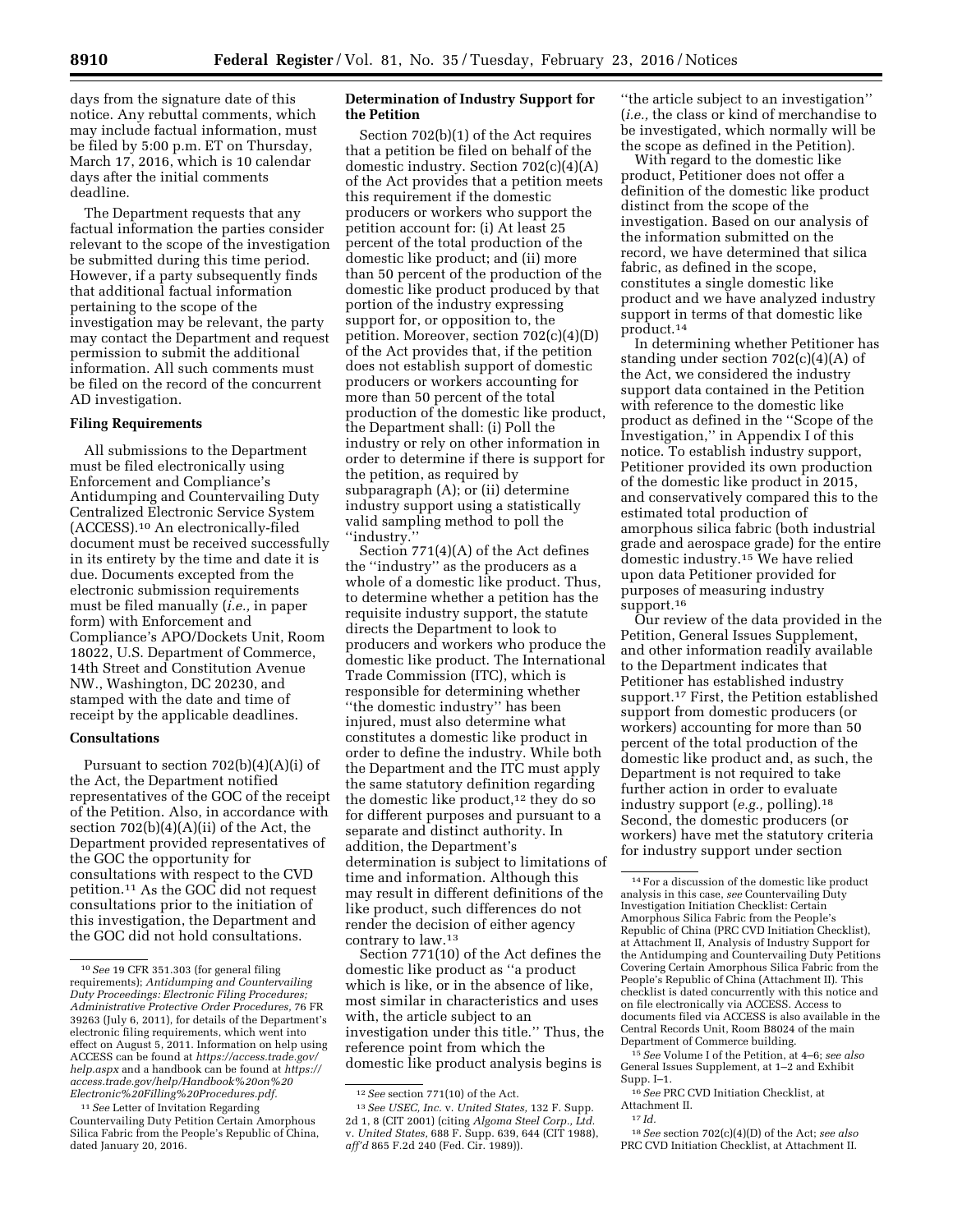days from the signature date of this notice. Any rebuttal comments, which may include factual information, must be filed by 5:00 p.m. ET on Thursday, March 17, 2016, which is 10 calendar days after the initial comments deadline.

The Department requests that any factual information the parties consider relevant to the scope of the investigation be submitted during this time period. However, if a party subsequently finds that additional factual information pertaining to the scope of the investigation may be relevant, the party may contact the Department and request permission to submit the additional information. All such comments must be filed on the record of the concurrent AD investigation.

**Filing Requirements**

All submissions to the Department must be filed electronically using Enforcement and Compliance's Antidumping and Countervailing Duty Centralized Electronic Service System (ACCESS).[10] An electronically-filed document must be received successfully in its entirety by the time and date it is due. Documents excepted from the electronic submission requirements must be filed manually (*i.e.,* in paper form) with Enforcement and Compliance's APO/Dockets Unit, Room 18022, U.S. Department of Commerce, 14th Street and Constitution Avenue NW., Washington, DC 20230, and stamped with the date and time of receipt by the applicable deadlines.

**Consultations**

Pursuant to section 702(b)(4)(A)(i) of the Act, the Department notified representatives of the GOC of the receipt of the Petition. Also, in accordance with section 702(b)(4)(A)(ii) of the Act, the Department provided representatives of the GOC the opportunity for consultations with respect to the CVD petition.[11] As the GOC did not request consultations prior to the initiation of this investigation, the Department and the GOC did not hold consultations.

**Determination of Industry Support for the Petition**

Section 702(b)(1) of the Act requires that a petition be filed on behalf of the domestic industry. Section 702(c)(4)(A) of the Act provides that a petition meets this requirement if the domestic producers or workers who support the petition account for: (i) At least 25 percent of the total production of the domestic like product; and (ii) more than 50 percent of the production of the domestic like product produced by that portion of the industry expressing support for, or opposition to, the petition. Moreover, section 702(c)(4)(D) of the Act provides that, if the petition does not establish support of domestic producers or workers accounting for more than 50 percent of the total production of the domestic like product, the Department shall: (i) Poll the industry or rely on other information in order to determine if there is support for the petition, as required by subparagraph (A); or (ii) determine industry support using a statistically valid sampling method to poll the ''industry.''

Section 771(4)(A) of the Act defines the ''industry'' as the producers as a whole of a domestic like product. Thus, to determine whether a petition has the requisite industry support, the statute directs the Department to look to producers and workers who produce the domestic like product. The International Trade Commission (ITC), which is responsible for determining whether ''the domestic industry'' has been injured, must also determine what constitutes a domestic like product in order to define the industry. While both the Department and the ITC must apply the same statutory definition regarding the domestic like product,[12] they do so for different purposes and pursuant to a separate and distinct authority. In addition, the Department's determination is subject to limitations of time and information. Although this may result in different definitions of the like product, such differences do not render the decision of either agency contrary to law.[13]

Section 771(10) of the Act defines the domestic like product as ''a product which is like, or in the absence of like, most similar in characteristics and uses with, the article subject to an investigation under this title.'' Thus, the reference point from which the domestic like product analysis begins is ''the article subject to an investigation'' (*i.e.,* the class or kind of merchandise to be investigated, which normally will be the scope as defined in the Petition).

With regard to the domestic like product, Petitioner does not offer a definition of the domestic like product distinct from the scope of the investigation. Based on our analysis of the information submitted on the record, we have determined that silica fabric, as defined in the scope, constitutes a single domestic like product and we have analyzed industry support in terms of that domestic like product.[14]

In determining whether Petitioner has standing under section 702(c)(4)(A) of the Act, we considered the industry support data contained in the Petition with reference to the domestic like product as defined in the ''Scope of the Investigation,'' in Appendix I of this notice. To establish industry support, Petitioner provided its own production of the domestic like product in 2015, and conservatively compared this to the estimated total production of amorphous silica fabric (both industrial grade and aerospace grade) for the entire domestic industry.[15] We have relied upon data Petitioner provided for purposes of measuring industry support.[16]

Our review of the data provided in the Petition, General Issues Supplement, and other information readily available to the Department indicates that Petitioner has established industry support.[17] First, the Petition established support from domestic producers (or workers) accounting for more than 50 percent of the total production of the domestic like product and, as such, the Department is not required to take further action in order to evaluate industry support (*e.g.,* polling).[18] Second, the domestic producers (or workers) have met the statutory criteria for industry support under section

---

[10] *See* 19 CFR 351.303 (for general filing requirements); *Antidumping and Countervailing Duty Proceedings: Electronic Filing Procedures; Administrative Protective Order Procedures,* 76 FR 39263 (July 6, 2011), for details of the Department's electronic filing requirements, which went into effect on August 5, 2011. Information on help using ACCESS can be found at *https://access.trade.gov/help.aspx* and a handbook can be found at *https://access.trade.gov/help/Handbook%20on%20Electronic%20Filling%20Procedures.pdf.*

[11] *See* Letter of Invitation Regarding Countervailing Duty Petition Certain Amorphous Silica Fabric from the People's Republic of China, dated January 20, 2016.

[12] *See* section 771(10) of the Act.

[13] *See USEC, Inc.* v. *United States,* 132 F. Supp. 2d 1, 8 (CIT 2001) (citing *Algoma Steel Corp., Ltd.* v. *United States,* 688 F. Supp. 639, 644 (CIT 1988), *aff'd* 865 F.2d 240 (Fed. Cir. 1989)).

[14] For a discussion of the domestic like product analysis in this case, *see* Countervailing Duty Investigation Initiation Checklist: Certain Amorphous Silica Fabric from the People's Republic of China (PRC CVD Initiation Checklist), at Attachment II, Analysis of Industry Support for the Antidumping and Countervailing Duty Petitions Covering Certain Amorphous Silica Fabric from the People's Republic of China (Attachment II). This checklist is dated concurrently with this notice and on file electronically via ACCESS. Access to documents filed via ACCESS is also available in the Central Records Unit, Room B8024 of the main Department of Commerce building.

[15] *See* Volume I of the Petition, at 4–6; *see also* General Issues Supplement, at 1–2 and Exhibit Supp. I–1.

[16] *See* PRC CVD Initiation Checklist, at Attachment II.

[17] *Id.*

[18] *See* section 702(c)(4)(D) of the Act; *see also* PRC CVD Initiation Checklist, at Attachment II.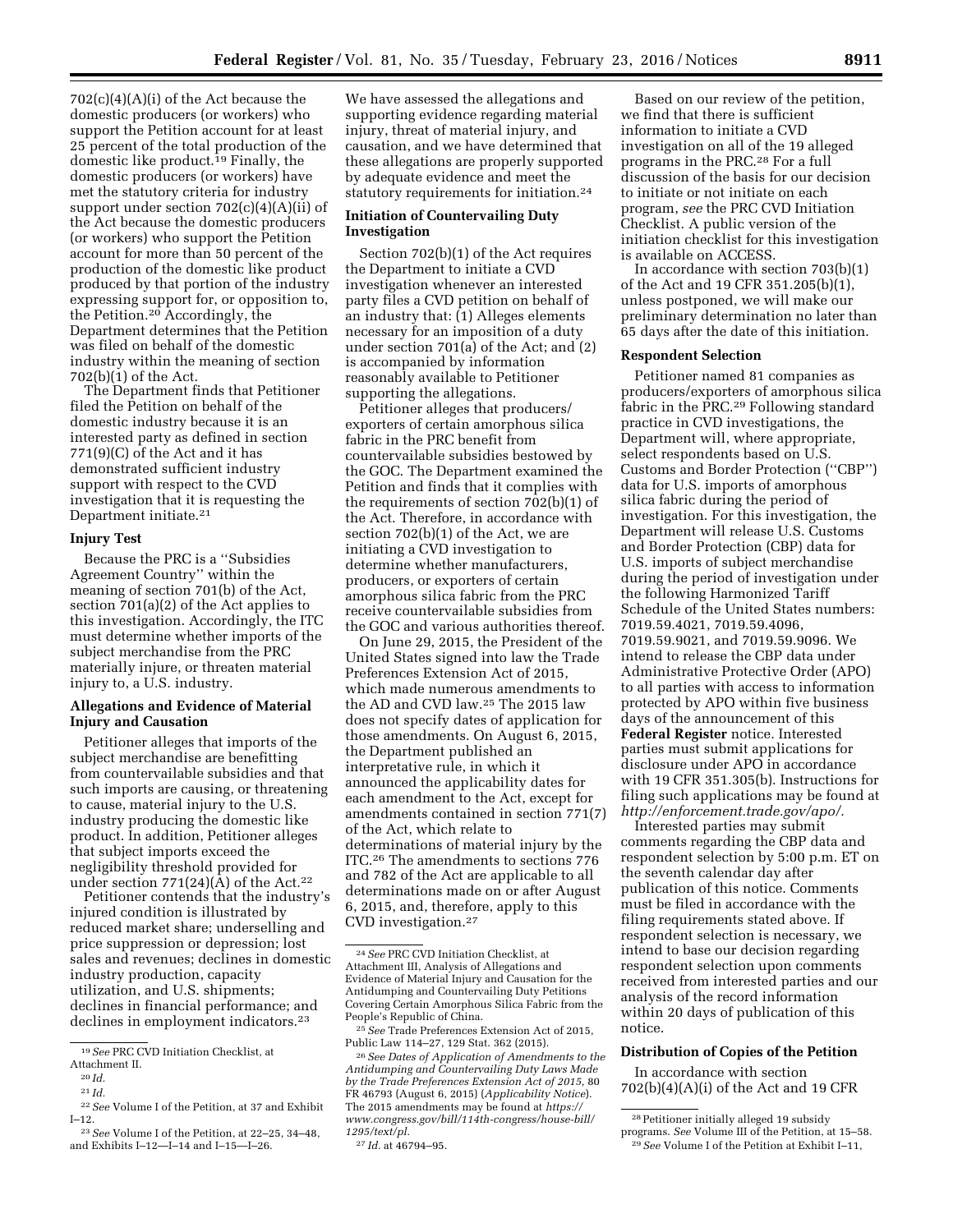702(c)(4)(A)(i) of the Act because the domestic producers (or workers) who support the Petition account for at least 25 percent of the total production of the domestic like product.[19] Finally, the domestic producers (or workers) have met the statutory criteria for industry support under section 702(c)(4)(A)(ii) of the Act because the domestic producers (or workers) who support the Petition account for more than 50 percent of the production of the domestic like product produced by that portion of the industry expressing support for, or opposition to, the Petition.[20] Accordingly, the Department determines that the Petition was filed on behalf of the domestic industry within the meaning of section 702(b)(1) of the Act.

The Department finds that Petitioner filed the Petition on behalf of the domestic industry because it is an interested party as defined in section 771(9)(C) of the Act and it has demonstrated sufficient industry support with respect to the CVD investigation that it is requesting the Department initiate.[21]

**Injury Test**

Because the PRC is a ''Subsidies Agreement Country'' within the meaning of section 701(b) of the Act, section 701(a)(2) of the Act applies to this investigation. Accordingly, the ITC must determine whether imports of the subject merchandise from the PRC materially injure, or threaten material injury to, a U.S. industry.

**Allegations and Evidence of Material Injury and Causation**

Petitioner alleges that imports of the subject merchandise are benefitting from countervailable subsidies and that such imports are causing, or threatening to cause, material injury to the U.S. industry producing the domestic like product. In addition, Petitioner alleges that subject imports exceed the negligibility threshold provided for under section 771(24)(A) of the Act.[22]

Petitioner contends that the industry's injured condition is illustrated by reduced market share; underselling and price suppression or depression; lost sales and revenues; declines in domestic industry production, capacity utilization, and U.S. shipments; declines in financial performance; and declines in employment indicators.[23] We have assessed the allegations and supporting evidence regarding material injury, threat of material injury, and causation, and we have determined that these allegations are properly supported by adequate evidence and meet the statutory requirements for initiation.[24]

**Initiation of Countervailing Duty Investigation**

Section 702(b)(1) of the Act requires the Department to initiate a CVD investigation whenever an interested party files a CVD petition on behalf of an industry that: (1) Alleges elements necessary for an imposition of a duty under section 701(a) of the Act; and (2) is accompanied by information reasonably available to Petitioner supporting the allegations.

Petitioner alleges that producers/exporters of certain amorphous silica fabric in the PRC benefit from countervailable subsidies bestowed by the GOC. The Department examined the Petition and finds that it complies with the requirements of section 702(b)(1) of the Act. Therefore, in accordance with section 702(b)(1) of the Act, we are initiating a CVD investigation to determine whether manufacturers, producers, or exporters of certain amorphous silica fabric from the PRC receive countervailable subsidies from the GOC and various authorities thereof.

On June 29, 2015, the President of the United States signed into law the Trade Preferences Extension Act of 2015, which made numerous amendments to the AD and CVD law.[25] The 2015 law does not specify dates of application for those amendments. On August 6, 2015, the Department published an interpretative rule, in which it announced the applicability dates for each amendment to the Act, except for amendments contained in section 771(7) of the Act, which relate to determinations of material injury by the ITC.[26] The amendments to sections 776 and 782 of the Act are applicable to all determinations made on or after August 6, 2015, and, therefore, apply to this CVD investigation.[27]

Based on our review of the petition, we find that there is sufficient information to initiate a CVD investigation on all of the 19 alleged programs in the PRC.[28] For a full discussion of the basis for our decision to initiate or not initiate on each program, *see* the PRC CVD Initiation Checklist. A public version of the initiation checklist for this investigation is available on ACCESS.

In accordance with section 703(b)(1) of the Act and 19 CFR 351.205(b)(1), unless postponed, we will make our preliminary determination no later than 65 days after the date of this initiation.

**Respondent Selection**

Petitioner named 81 companies as producers/exporters of amorphous silica fabric in the PRC.[29] Following standard practice in CVD investigations, the Department will, where appropriate, select respondents based on U.S. Customs and Border Protection (''CBP'') data for U.S. imports of amorphous silica fabric during the period of investigation. For this investigation, the Department will release U.S. Customs and Border Protection (CBP) data for U.S. imports of subject merchandise during the period of investigation under the following Harmonized Tariff Schedule of the United States numbers: 7019.59.4021, 7019.59.4096, 7019.59.9021, and 7019.59.9096. We intend to release the CBP data under Administrative Protective Order (APO) to all parties with access to information protected by APO within five business days of the announcement of this **Federal Register** notice. Interested parties must submit applications for disclosure under APO in accordance with 19 CFR 351.305(b). Instructions for filing such applications may be found at *http://enforcement.trade.gov/apo/.*

Interested parties may submit comments regarding the CBP data and respondent selection by 5:00 p.m. ET on the seventh calendar day after publication of this notice. Comments must be filed in accordance with the filing requirements stated above. If respondent selection is necessary, we intend to base our decision regarding respondent selection upon comments received from interested parties and our analysis of the record information within 20 days of publication of this notice.

**Distribution of Copies of the Petition**

In accordance with section 702(b)(4)(A)(i) of the Act and 19 CFR

---

[19] *See* PRC CVD Initiation Checklist, at Attachment II.

[20] *Id.*

[21] *Id.*

[22] *See* Volume I of the Petition, at 37 and Exhibit I–12.

[23] *See* Volume I of the Petition, at 22–25, 34–48, and Exhibits I–12—I–14 and I–15—I–26.

[24] *See* PRC CVD Initiation Checklist, at Attachment III, Analysis of Allegations and Evidence of Material Injury and Causation for the Antidumping and Countervailing Duty Petitions Covering Certain Amorphous Silica Fabric from the People's Republic of China.

[25] *See* Trade Preferences Extension Act of 2015, Public Law 114–27, 129 Stat. 362 (2015).

[26] *See Dates of Application of Amendments to the Antidumping and Countervailing Duty Laws Made by the Trade Preferences Extension Act of 2015,* 80 FR 46793 (August 6, 2015) (*Applicability Notice*). The 2015 amendments may be found at *https://www.congress.gov/bill/114th-congress/house-bill/1295/text/pl.*

[27] *Id.* at 46794–95.

[28] Petitioner initially alleged 19 subsidy programs. *See* Volume III of the Petition, at 15–58.

[29] *See* Volume I of the Petition at Exhibit I–11,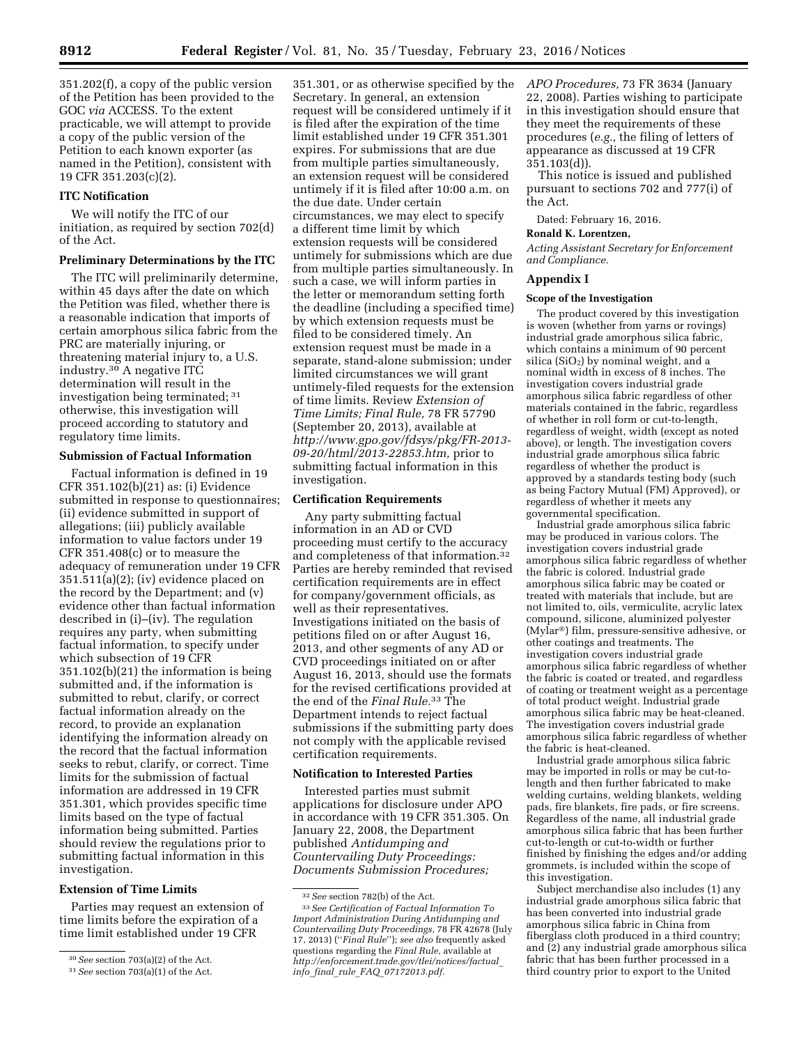351.202(f), a copy of the public version of the Petition has been provided to the GOC *via* ACCESS. To the extent practicable, we will attempt to provide a copy of the public version of the Petition to each known exporter (as named in the Petition), consistent with 19 CFR 351.203(c)(2).

**ITC Notification**

We will notify the ITC of our initiation, as required by section 702(d) of the Act.

**Preliminary Determinations by the ITC**

The ITC will preliminarily determine, within 45 days after the date on which the Petition was filed, whether there is a reasonable indication that imports of certain amorphous silica fabric from the PRC are materially injuring, or threatening material injury to, a U.S. industry.[30] A negative ITC determination will result in the investigation being terminated;[31] otherwise, this investigation will proceed according to statutory and regulatory time limits.

**Submission of Factual Information**

Factual information is defined in 19 CFR 351.102(b)(21) as: (i) Evidence submitted in response to questionnaires; (ii) evidence submitted in support of allegations; (iii) publicly available information to value factors under 19 CFR 351.408(c) or to measure the adequacy of remuneration under 19 CFR 351.511(a)(2); (iv) evidence placed on the record by the Department; and (v) evidence other than factual information described in (i)–(iv). The regulation requires any party, when submitting factual information, to specify under which subsection of 19 CFR 351.102(b)(21) the information is being submitted and, if the information is submitted to rebut, clarify, or correct factual information already on the record, to provide an explanation identifying the information already on the record that the factual information seeks to rebut, clarify, or correct. Time limits for the submission of factual information are addressed in 19 CFR 351.301, which provides specific time limits based on the type of factual information being submitted. Parties should review the regulations prior to submitting factual information in this investigation.

**Extension of Time Limits**

Parties may request an extension of time limits before the expiration of a time limit established under 19 CFR 351.301, or as otherwise specified by the Secretary. In general, an extension request will be considered untimely if it is filed after the expiration of the time limit established under 19 CFR 351.301 expires. For submissions that are due from multiple parties simultaneously, an extension request will be considered untimely if it is filed after 10:00 a.m. on the due date. Under certain circumstances, we may elect to specify a different time limit by which extension requests will be considered untimely for submissions which are due from multiple parties simultaneously. In such a case, we will inform parties in the letter or memorandum setting forth the deadline (including a specified time) by which extension requests must be filed to be considered timely. An extension request must be made in a separate, stand-alone submission; under limited circumstances we will grant untimely-filed requests for the extension of time limits. Review *Extension of Time Limits; Final Rule,* 78 FR 57790 (September 20, 2013), available at *http://www.gpo.gov/fdsys/pkg/FR-2013-09-20/html/2013-22853.htm,* prior to submitting factual information in this investigation.

**Certification Requirements**

Any party submitting factual information in an AD or CVD proceeding must certify to the accuracy and completeness of that information.[32] Parties are hereby reminded that revised certification requirements are in effect for company/government officials, as well as their representatives. Investigations initiated on the basis of petitions filed on or after August 16, 2013, and other segments of any AD or CVD proceedings initiated on or after August 16, 2013, should use the formats for the revised certifications provided at the end of the *Final Rule.*[33] The Department intends to reject factual submissions if the submitting party does not comply with the applicable revised certification requirements.

**Notification to Interested Parties**

Interested parties must submit applications for disclosure under APO in accordance with 19 CFR 351.305. On January 22, 2008, the Department published *Antidumping and Countervailing Duty Proceedings: Documents Submission Procedures; APO Procedures,* 73 FR 3634 (January 22, 2008). Parties wishing to participate in this investigation should ensure that they meet the requirements of these procedures (*e.g.,* the filing of letters of appearance as discussed at 19 CFR 351.103(d)).

This notice is issued and published pursuant to sections 702 and 777(i) of the Act.

Dated: February 16, 2016.

**Ronald K. Lorentzen,**

*Acting Assistant Secretary for Enforcement and Compliance.*

## Appendix I

**Scope of the Investigation**

The product covered by this investigation is woven (whether from yarns or rovings) industrial grade amorphous silica fabric, which contains a minimum of 90 percent silica ($SiO_2$) by nominal weight, and a nominal width in excess of 8 inches. The investigation covers industrial grade amorphous silica fabric regardless of other materials contained in the fabric, regardless of whether in roll form or cut-to-length, regardless of weight, width (except as noted above), or length. The investigation covers industrial grade amorphous silica fabric regardless of whether the product is approved by a standards testing body (such as being Factory Mutual (FM) Approved), or regardless of whether it meets any governmental specification.

Industrial grade amorphous silica fabric may be produced in various colors. The investigation covers industrial grade amorphous silica fabric regardless of whether the fabric is colored. Industrial grade amorphous silica fabric may be coated or treated with materials that include, but are not limited to, oils, vermiculite, acrylic latex compound, silicone, aluminized polyester (Mylar®) film, pressure-sensitive adhesive, or other coatings and treatments. The investigation covers industrial grade amorphous silica fabric regardless of whether the fabric is coated or treated, and regardless of coating or treatment weight as a percentage of total product weight. Industrial grade amorphous silica fabric may be heat-cleaned. The investigation covers industrial grade amorphous silica fabric regardless of whether the fabric is heat-cleaned.

Industrial grade amorphous silica fabric may be imported in rolls or may be cut-to-length and then further fabricated to make welding curtains, welding blankets, welding pads, fire blankets, fire pads, or fire screens. Regardless of the name, all industrial grade amorphous silica fabric that has been further cut-to-length or cut-to-width or further finished by finishing the edges and/or adding grommets, is included within the scope of this investigation.

Subject merchandise also includes (1) any industrial grade amorphous silica fabric that has been converted into industrial grade amorphous silica fabric in China from fiberglass cloth produced in a third country; and (2) any industrial grade amorphous silica fabric that has been further processed in a third country prior to export to the United

---

[30] *See* section 703(a)(2) of the Act.

[31] *See* section 703(a)(1) of the Act.

[32] *See* section 782(b) of the Act.

[33] *See Certification of Factual Information To Import Administration During Antidumping and Countervailing Duty Proceedings,* 78 FR 42678 (July 17, 2013) (''*Final Rule*''); *see also* frequently asked questions regarding the *Final Rule,* available at *http://enforcement.trade.gov/tlei/notices/factual_info_final_rule_FAQ_07172013.pdf.*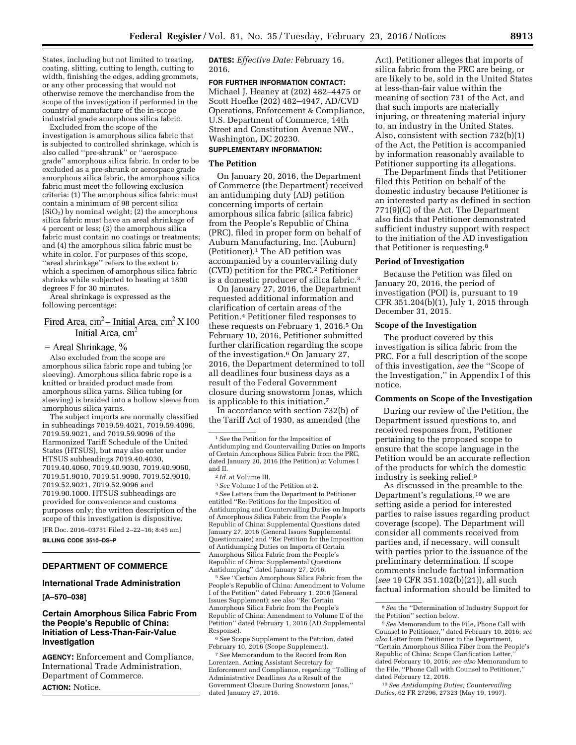States, including but not limited to treating, coating, slitting, cutting to length, cutting to width, finishing the edges, adding grommets, or any other processing that would not otherwise remove the merchandise from the scope of the investigation if performed in the country of manufacture of the in-scope industrial grade amorphous silica fabric.

Excluded from the scope of the investigation is amorphous silica fabric that is subjected to controlled shrinkage, which is also called ''pre-shrunk'' or ''aerospace grade'' amorphous silica fabric. In order to be excluded as a pre-shrunk or aerospace grade amorphous silica fabric, the amorphous silica fabric must meet the following exclusion criteria: (1) The amorphous silica fabric must contain a minimum of 98 percent silica ($SiO_2$) by nominal weight; (2) the amorphous silica fabric must have an areal shrinkage of 4 percent or less; (3) the amorphous silica fabric must contain no coatings or treatments; and (4) the amorphous silica fabric must be white in color. For purposes of this scope, ''areal shrinkage'' refers to the extent to which a specimen of amorphous silica fabric shrinks while subjected to heating at 1800 degrees F for 30 minutes.

Areal shrinkage is expressed as the following percentage:

$$\frac{\text{Fired Area, cm}^2 - \text{Initial Area, cm}^2}{\text{Initial Area, cm}^2} \times 100 = \text{Areal Shrinkage, \%}$$

Also excluded from the scope are amorphous silica fabric rope and tubing (or sleeving). Amorphous silica fabric rope is a knitted or braided product made from amorphous silica yarns. Silica tubing (or sleeving) is braided into a hollow sleeve from amorphous silica yarns.

The subject imports are normally classified in subheadings 7019.59.4021, 7019.59.4096, 7019.59.9021, and 7019.59.9096 of the Harmonized Tariff Schedule of the United States (HTSUS), but may also enter under HTSUS subheadings 7019.40.4030, 7019.40.4060, 7019.40.9030, 7019.40.9060, 7019.51.9010, 7019.51.9090, 7019.52.9010, 7019.52.9021, 7019.52.9096 and 7019.90.1000. HTSUS subheadings are provided for convenience and customs purposes only; the written description of the scope of this investigation is dispositive.

[FR Doc. 2016–03751 Filed 2–22–16; 8:45 am]

**BILLING CODE 3510–DS–P**

## DEPARTMENT OF COMMERCE

### International Trade Administration

**[A–570–038]**

### Certain Amorphous Silica Fabric From the People's Republic of China: Initiation of Less-Than-Fair-Value Investigation

**AGENCY:** Enforcement and Compliance, International Trade Administration, Department of Commerce.

**ACTION:** Notice.

**DATES:** *Effective Date:* February 16, 2016.

**FOR FURTHER INFORMATION CONTACT:** Michael J. Heaney at (202) 482–4475 or Scott Hoefke (202) 482–4947, AD/CVD Operations, Enforcement & Compliance, U.S. Department of Commerce, 14th Street and Constitution Avenue NW., Washington, DC 20230.

**SUPPLEMENTARY INFORMATION:**

#### The Petition

On January 20, 2016, the Department of Commerce (the Department) received an antidumping duty (AD) petition concerning imports of certain amorphous silica fabric (silica fabric) from the People's Republic of China (PRC), filed in proper form on behalf of Auburn Manufacturing, Inc. (Auburn) (Petitioner).[1] The AD petition was accompanied by a countervailing duty (CVD) petition for the PRC.[2] Petitioner is a domestic producer of silica fabric.[3]

On January 27, 2016, the Department requested additional information and clarification of certain areas of the Petition.[4] Petitioner filed responses to these requests on February 1, 2016.[5] On February 10, 2016, Petitioner submitted further clarification regarding the scope of the investigation.[6] On January 27, 2016, the Department determined to toll all deadlines four business days as a result of the Federal Government closure during snowstorm Jonas, which is applicable to this initiation.[7]

In accordance with section 732(b) of the Tariff Act of 1930, as amended (the Act), Petitioner alleges that imports of silica fabric from the PRC are being, or are likely to be, sold in the United States at less-than-fair value within the meaning of section 731 of the Act, and that such imports are materially injuring, or threatening material injury to, an industry in the United States. Also, consistent with section 732(b)(1) of the Act, the Petition is accompanied by information reasonably available to Petitioner supporting its allegations.

The Department finds that Petitioner filed this Petition on behalf of the domestic industry because Petitioner is an interested party as defined in section 771(9)(C) of the Act. The Department also finds that Petitioner demonstrated sufficient industry support with respect to the initiation of the AD investigation that Petitioner is requesting.[8]

#### Period of Investigation

Because the Petition was filed on January 20, 2016, the period of investigation (POI) is, pursuant to 19 CFR 351.204(b)(1), July 1, 2015 through December 31, 2015.

#### Scope of the Investigation

The product covered by this investigation is silica fabric from the PRC. For a full description of the scope of this investigation, *see* the ''Scope of the Investigation,'' in Appendix I of this notice.

#### Comments on Scope of the Investigation

During our review of the Petition, the Department issued questions to, and received responses from, Petitioner pertaining to the proposed scope to ensure that the scope language in the Petition would be an accurate reflection of the products for which the domestic industry is seeking relief.[9]

As discussed in the preamble to the Department's regulations,[10] we are setting aside a period for interested parties to raise issues regarding product coverage (scope). The Department will consider all comments received from parties and, if necessary, will consult with parties prior to the issuance of the preliminary determination. If scope comments include factual information (*see* 19 CFR 351.102(b)(21)), all such factual information should be limited to

---

[1] *See* the Petition for the Imposition of Antidumping and Countervailing Duties on Imports of Certain Amorphous Silica Fabric from the PRC, dated January 20, 2016 (the Petition) at Volumes I and II.

[2] *Id.* at Volume III.

[3] *See* Volume I of the Petition at 2.

[4] *See* Letters from the Department to Petitioner entitled ''Re: Petitions for the Imposition of Antidumping and Countervailing Duties on Imports of Amorphous Silica Fabric from the People's Republic of China: Supplemental Questions dated January 27, 2016 (General Issues Supplemental Questionnaire) and ''Re: Petition for the Imposition of Antidumping Duties on Imports of Certain Amorphous Silica Fabric from the People's Republic of China: Supplemental Questions Antidumping'' dated January 27, 2016.

[5] *See* ''Certain Amorphous Silica Fabric from the People's Republic of China: Amendment to Volume I of the Petition'' dated February 1, 2016 (General Issues Supplement); see also ''Re: Certain Amorphous Silica Fabric from the People's Republic of China: Amendment to Volume II of the Petition'' dated February 1, 2016 (AD Supplemental Response).

[6] *See* Scope Supplement to the Petition, dated February 10, 2016 (Scope Supplement).

[7] *See* Memorandum to the Record from Ron Lorentzen, Acting Assistant Secretary for Enforcement and Compliance, regarding ''Tolling of Administrative Deadlines As a Result of the Government Closure During Snowstorm Jonas,'' dated January 27, 2016.

[8] *See* the ''Determination of Industry Support for the Petition'' section below.

[9] *See* Memorandum to the File, Phone Call with Counsel to Petitioner,'' dated February 10, 2016; *see also* Letter from Petitioner to the Department, ''Certain Amorphous Silica Fiber from the People's Republic of China: Scope Clarification Letter,'' dated February 10, 2016; *see also* Memorandum to the File, ''Phone Call with Counsel to Petitioner,'' dated February 12, 2016.

[10] *See Antidumping Duties; Countervailing Duties,* 62 FR 27296, 27323 (May 19, 1997).